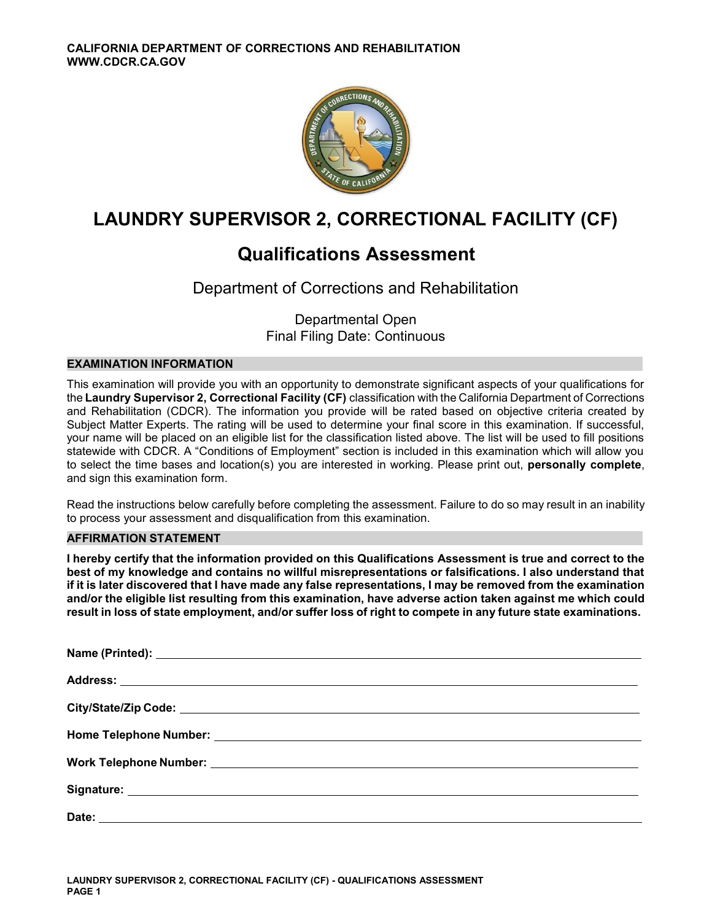CALIFORNIA DEPARTMENT OF CORRECTIONS AND REHABILITATION
WWW.CDCR.CA.GOV

# LAUNDRY SUPERVISOR 2, CORRECTIONAL FACILITY (CF)

## Qualifications Assessment

Department of Corrections and Rehabilitation

Departmental Open
Final Filing Date: Continuous

### EXAMINATION INFORMATION

This examination will provide you with an opportunity to demonstrate significant aspects of your qualifications for the **Laundry Supervisor 2, Correctional Facility (CF)** classification with the California Department of Corrections and Rehabilitation (CDCR). The information you provide will be rated based on objective criteria created by Subject Matter Experts. The rating will be used to determine your final score in this examination. If successful, your name will be placed on an eligible list for the classification listed above. The list will be used to fill positions statewide with CDCR. A "Conditions of Employment" section is included in this examination which will allow you to select the time bases and location(s) you are interested in working. Please print out, **personally complete**, and sign this examination form.

Read the instructions below carefully before completing the assessment. Failure to do so may result in an inability to process your assessment and disqualification from this examination.

### AFFIRMATION STATEMENT

**I hereby certify that the information provided on this Qualifications Assessment is true and correct to the best of my knowledge and contains no willful misrepresentations or falsifications. I also understand that if it is later discovered that I have made any false representations, I may be removed from the examination and/or the eligible list resulting from this examination, have adverse action taken against me which could result in loss of state employment, and/or suffer loss of right to compete in any future state examinations.**

**Name (Printed):** ______________________________

**Address:** ______________________________

**City/State/Zip Code:** ______________________________

**Home Telephone Number:** ______________________________

**Work Telephone Number:** ______________________________

**Signature:** ______________________________

**Date:** ______________________________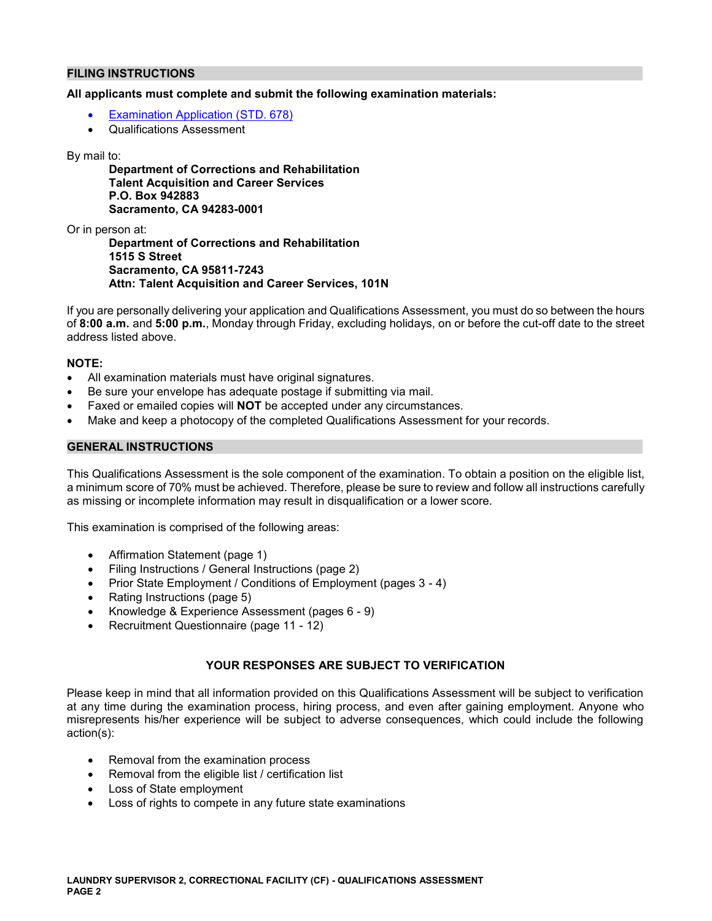## FILING INSTRUCTIONS

**All applicants must complete and submit the following examination materials:**

- Examination Application (STD. 678)
- Qualifications Assessment

By mail to:

> **Department of Corrections and Rehabilitation**
> **Talent Acquisition and Career Services**
> **P.O. Box 942883**
> **Sacramento, CA 94283-0001**

Or in person at:

> **Department of Corrections and Rehabilitation**
> **1515 S Street**
> **Sacramento, CA 95811-7243**
> **Attn: Talent Acquisition and Career Services, 101N**

If you are personally delivering your application and Qualifications Assessment, you must do so between the hours of **8:00 a.m.** and **5:00 p.m.**, Monday through Friday, excluding holidays, on or before the cut-off date to the street address listed above.

**NOTE:**

- All examination materials must have original signatures.
- Be sure your envelope has adequate postage if submitting via mail.
- Faxed or emailed copies will **NOT** be accepted under any circumstances.
- Make and keep a photocopy of the completed Qualifications Assessment for your records.

## GENERAL INSTRUCTIONS

This Qualifications Assessment is the sole component of the examination. To obtain a position on the eligible list, a minimum score of 70% must be achieved. Therefore, please be sure to review and follow all instructions carefully as missing or incomplete information may result in disqualification or a lower score.

This examination is comprised of the following areas:

- Affirmation Statement (page 1)
- Filing Instructions / General Instructions (page 2)
- Prior State Employment / Conditions of Employment (pages 3 - 4)
- Rating Instructions (page 5)
- Knowledge & Experience Assessment (pages 6 - 9)
- Recruitment Questionnaire (page 11 - 12)

**YOUR RESPONSES ARE SUBJECT TO VERIFICATION**

Please keep in mind that all information provided on this Qualifications Assessment will be subject to verification at any time during the examination process, hiring process, and even after gaining employment. Anyone who misrepresents his/her experience will be subject to adverse consequences, which could include the following action(s):

- Removal from the examination process
- Removal from the eligible list / certification list
- Loss of State employment
- Loss of rights to compete in any future state examinations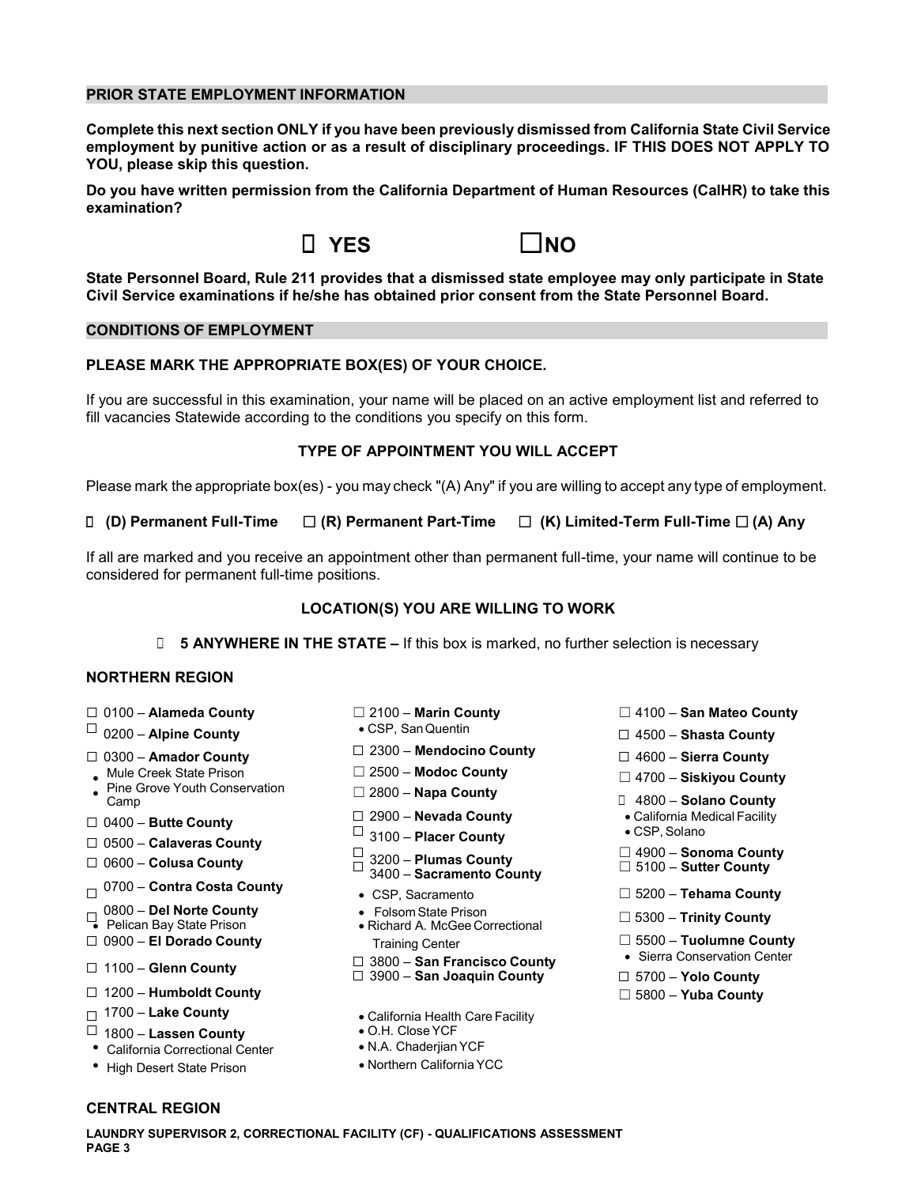## PRIOR STATE EMPLOYMENT INFORMATION

**Complete this next section ONLY if you have been previously dismissed from California State Civil Service employment by punitive action or as a result of disciplinary proceedings. IF THIS DOES NOT APPLY TO YOU, please skip this question.**

**Do you have written permission from the California Department of Human Resources (CalHR) to take this examination?**

☐ **YES** ☐ **NO**

**State Personnel Board, Rule 211 provides that a dismissed state employee may only participate in State Civil Service examinations if he/she has obtained prior consent from the State Personnel Board.**

## CONDITIONS OF EMPLOYMENT

**PLEASE MARK THE APPROPRIATE BOX(ES) OF YOUR CHOICE.**

If you are successful in this examination, your name will be placed on an active employment list and referred to fill vacancies Statewide according to the conditions you specify on this form.

### TYPE OF APPOINTMENT YOU WILL ACCEPT

Please mark the appropriate box(es) - you may check "(A) Any" if you are willing to accept any type of employment.

☐ **(D) Permanent Full-Time** ☐ **(R) Permanent Part-Time** ☐ **(K) Limited-Term Full-Time** ☐ **(A) Any**

If all are marked and you receive an appointment other than permanent full-time, your name will continue to be considered for permanent full-time positions.

### LOCATION(S) YOU ARE WILLING TO WORK

☐ **5 ANYWHERE IN THE STATE –** If this box is marked, no further selection is necessary

### NORTHERN REGION

- ☐ 0100 – **Alameda County**
- ☐ 0200 – **Alpine County**
- ☐ 0300 – **Amador County**
  - Mule Creek State Prison
  - Pine Grove Youth Conservation Camp
- ☐ 0400 – **Butte County**
- ☐ 0500 – **Calaveras County**
- ☐ 0600 – **Colusa County**
- ☐ 0700 – **Contra Costa County**
- ☐ 0800 – **Del Norte County**
  - Pelican Bay State Prison
- ☐ 0900 – **El Dorado County**
- ☐ 1100 – **Glenn County**
- ☐ 1200 – **Humboldt County**
- ☐ 1700 – **Lake County**
- ☐ 1800 – **Lassen County**
  - California Correctional Center
  - High Desert State Prison
- ☐ 2100 – **Marin County**
  - CSP, San Quentin
- ☐ 2300 – **Mendocino County**
- ☐ 2500 – **Modoc County**
- ☐ 2800 – **Napa County**
- ☐ 2900 – **Nevada County**
- ☐ 3100 – **Placer County**
- ☐ 3200 – **Plumas County**
- ☐ 3400 – **Sacramento County**
  - CSP, Sacramento
  - Folsom State Prison
  - Richard A. McGee Correctional Training Center
- ☐ 3800 – **San Francisco County**
- ☐ 3900 – **San Joaquin County**
  - California Health Care Facility
  - O.H. Close YCF
  - N.A. Chaderjian YCF
  - Northern California YCC
- ☐ 4100 – **San Mateo County**
- ☐ 4500 – **Shasta County**
- ☐ 4600 – **Sierra County**
- ☐ 4700 – **Siskiyou County**
- ☐ 4800 – **Solano County**
  - California Medical Facility
  - CSP, Solano
- ☐ 4900 – **Sonoma County**
- ☐ 5100 – **Sutter County**
- ☐ 5200 – **Tehama County**
- ☐ 5300 – **Trinity County**
- ☐ 5500 – **Tuolumne County**
  - Sierra Conservation Center
- ☐ 5700 – **Yolo County**
- ☐ 5800 – **Yuba County**

### CENTRAL REGION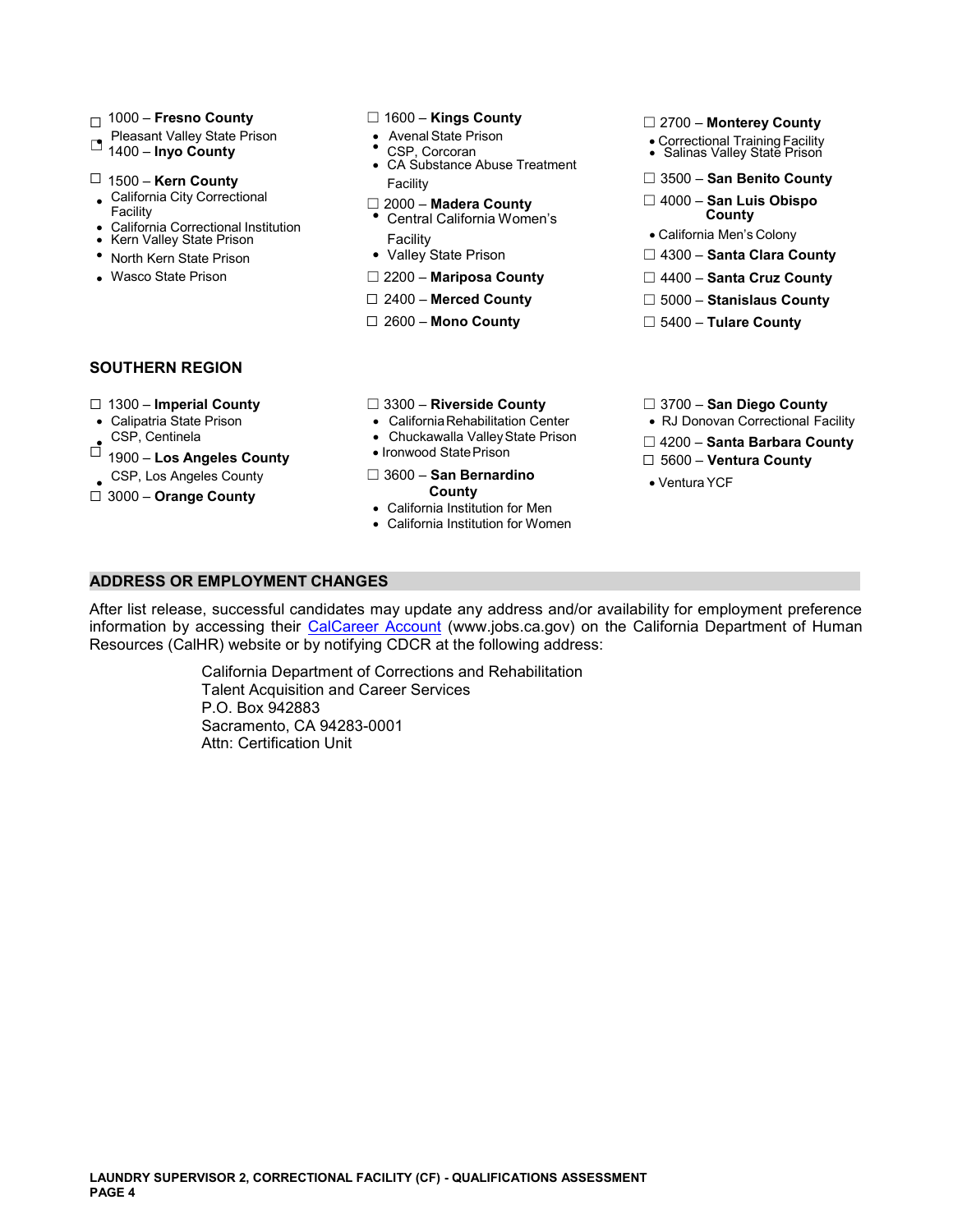☐ 1000 – **Fresno County**

- Pleasant Valley State Prison

☐ 1400 – **Inyo County**

☐ 1500 – **Kern County**

- California City Correctional Facility
- California Correctional Institution
- Kern Valley State Prison
- North Kern State Prison
- Wasco State Prison

☐ 1600 – **Kings County**

- Avenal State Prison
- CSP, Corcoran
- CA Substance Abuse Treatment Facility

☐ 2000 – **Madera County**

- Central California Women's Facility
- Valley State Prison

☐ 2200 – **Mariposa County**

☐ 2400 – **Merced County**

☐ 2600 – **Mono County**

☐ 2700 – **Monterey County**

- Correctional Training Facility
- Salinas Valley State Prison

☐ 3500 – **San Benito County**

☐ 4000 – **San Luis Obispo County**

- California Men's Colony

☐ 4300 – **Santa Clara County**

☐ 4400 – **Santa Cruz County**

☐ 5000 – **Stanislaus County**

☐ 5400 – **Tulare County**

### SOUTHERN REGION

☐ 1300 – **Imperial County**

- Calipatria State Prison
- CSP, Centinela

☐ 1900 – **Los Angeles County**

- CSP, Los Angeles County

☐ 3000 – **Orange County**

☐ 3300 – **Riverside County**

- California Rehabilitation Center
- Chuckawalla Valley State Prison
- Ironwood State Prison

☐ 3600 – **San Bernardino County**

- California Institution for Men
- California Institution for Women

☐ 3700 – **San Diego County**

- RJ Donovan Correctional Facility

☐ 4200 – **Santa Barbara County**

☐ 5600 – **Ventura County**

- Ventura YCF

## ADDRESS OR EMPLOYMENT CHANGES

After list release, successful candidates may update any address and/or availability for employment preference information by accessing their CalCareer Account (www.jobs.ca.gov) on the California Department of Human Resources (CalHR) website or by notifying CDCR at the following address:

California Department of Corrections and Rehabilitation
Talent Acquisition and Career Services
P.O. Box 942883
Sacramento, CA 94283-0001
Attn: Certification Unit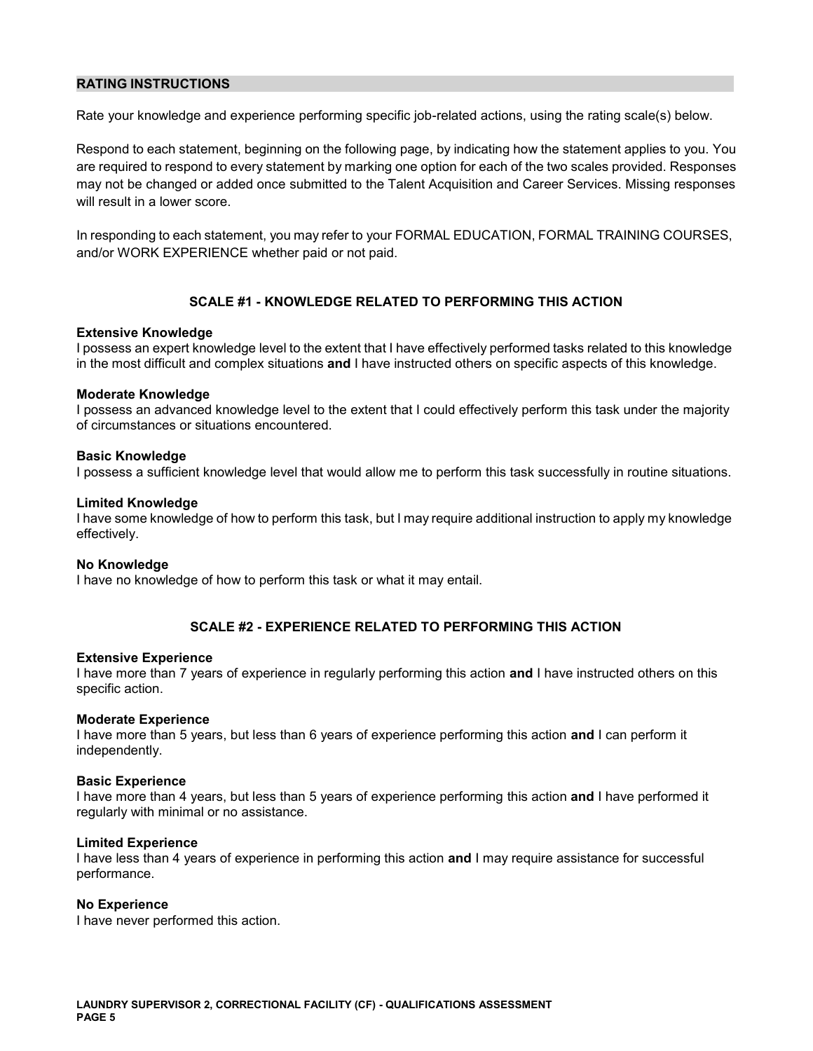## RATING INSTRUCTIONS

Rate your knowledge and experience performing specific job-related actions, using the rating scale(s) below.

Respond to each statement, beginning on the following page, by indicating how the statement applies to you. You are required to respond to every statement by marking one option for each of the two scales provided. Responses may not be changed or added once submitted to the Talent Acquisition and Career Services. Missing responses will result in a lower score.

In responding to each statement, you may refer to your FORMAL EDUCATION, FORMAL TRAINING COURSES, and/or WORK EXPERIENCE whether paid or not paid.

### SCALE #1 - KNOWLEDGE RELATED TO PERFORMING THIS ACTION

**Extensive Knowledge**
I possess an expert knowledge level to the extent that I have effectively performed tasks related to this knowledge in the most difficult and complex situations **and** I have instructed others on specific aspects of this knowledge.

**Moderate Knowledge**
I possess an advanced knowledge level to the extent that I could effectively perform this task under the majority of circumstances or situations encountered.

**Basic Knowledge**
I possess a sufficient knowledge level that would allow me to perform this task successfully in routine situations.

**Limited Knowledge**
I have some knowledge of how to perform this task, but I may require additional instruction to apply my knowledge effectively.

**No Knowledge**
I have no knowledge of how to perform this task or what it may entail.

### SCALE #2 - EXPERIENCE RELATED TO PERFORMING THIS ACTION

**Extensive Experience**
I have more than 7 years of experience in regularly performing this action **and** I have instructed others on this specific action.

**Moderate Experience**
I have more than 5 years, but less than 6 years of experience performing this action **and** I can perform it independently.

**Basic Experience**
I have more than 4 years, but less than 5 years of experience performing this action **and** I have performed it regularly with minimal or no assistance.

**Limited Experience**
I have less than 4 years of experience in performing this action **and** I may require assistance for successful performance.

**No Experience**
I have never performed this action.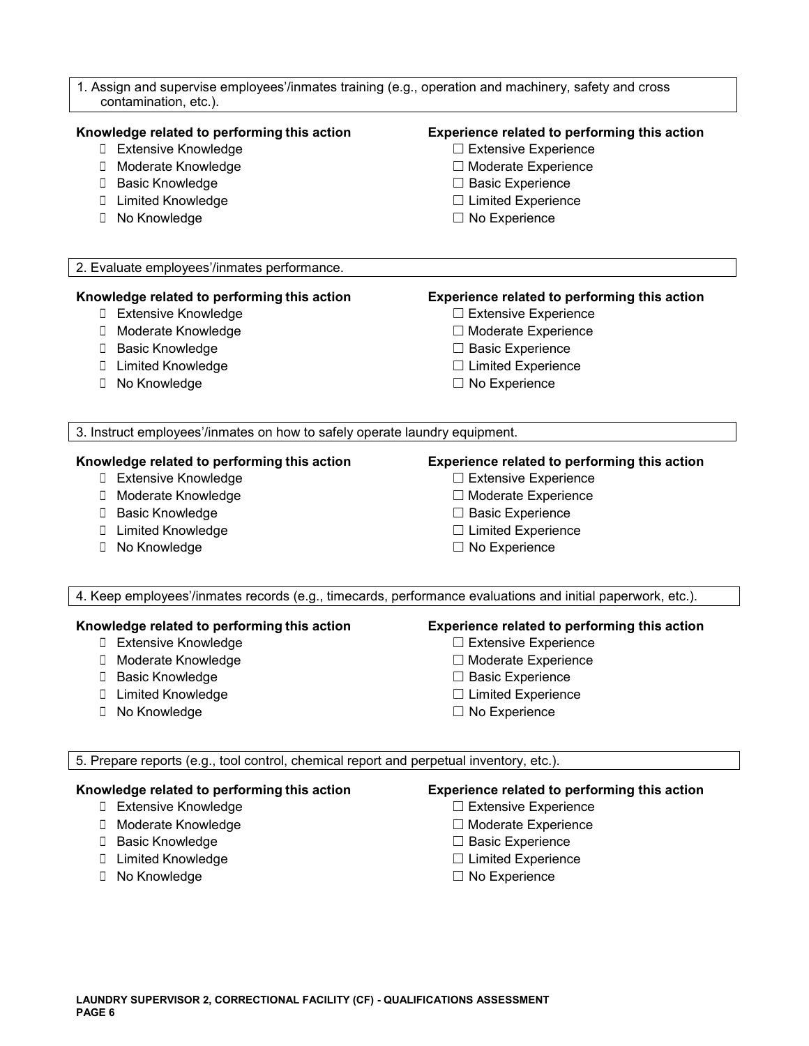1. Assign and supervise employees'/inmates training (e.g., operation and machinery, safety and cross contamination, etc.).

**Knowledge related to performing this action**

-  Extensive Knowledge
-  Moderate Knowledge
-  Basic Knowledge
-  Limited Knowledge
-  No Knowledge

**Experience related to performing this action**

- ☐ Extensive Experience
- ☐ Moderate Experience
- ☐ Basic Experience
- ☐ Limited Experience
- ☐ No Experience

2. Evaluate employees'/inmates performance.

**Knowledge related to performing this action**

-  Extensive Knowledge
-  Moderate Knowledge
-  Basic Knowledge
-  Limited Knowledge
-  No Knowledge

**Experience related to performing this action**

- ☐ Extensive Experience
- ☐ Moderate Experience
- ☐ Basic Experience
- ☐ Limited Experience
- ☐ No Experience

3. Instruct employees'/inmates on how to safely operate laundry equipment.

**Knowledge related to performing this action**

-  Extensive Knowledge
-  Moderate Knowledge
-  Basic Knowledge
-  Limited Knowledge
-  No Knowledge

**Experience related to performing this action**

- ☐ Extensive Experience
- ☐ Moderate Experience
- ☐ Basic Experience
- ☐ Limited Experience
- ☐ No Experience

4. Keep employees'/inmates records (e.g., timecards, performance evaluations and initial paperwork, etc.).

**Knowledge related to performing this action**

-  Extensive Knowledge
-  Moderate Knowledge
-  Basic Knowledge
-  Limited Knowledge
-  No Knowledge

**Experience related to performing this action**

- ☐ Extensive Experience
- ☐ Moderate Experience
- ☐ Basic Experience
- ☐ Limited Experience
- ☐ No Experience

5. Prepare reports (e.g., tool control, chemical report and perpetual inventory, etc.).

**Knowledge related to performing this action**

-  Extensive Knowledge
-  Moderate Knowledge
-  Basic Knowledge
-  Limited Knowledge
-  No Knowledge

**Experience related to performing this action**

- ☐ Extensive Experience
- ☐ Moderate Experience
- ☐ Basic Experience
- ☐ Limited Experience
- ☐ No Experience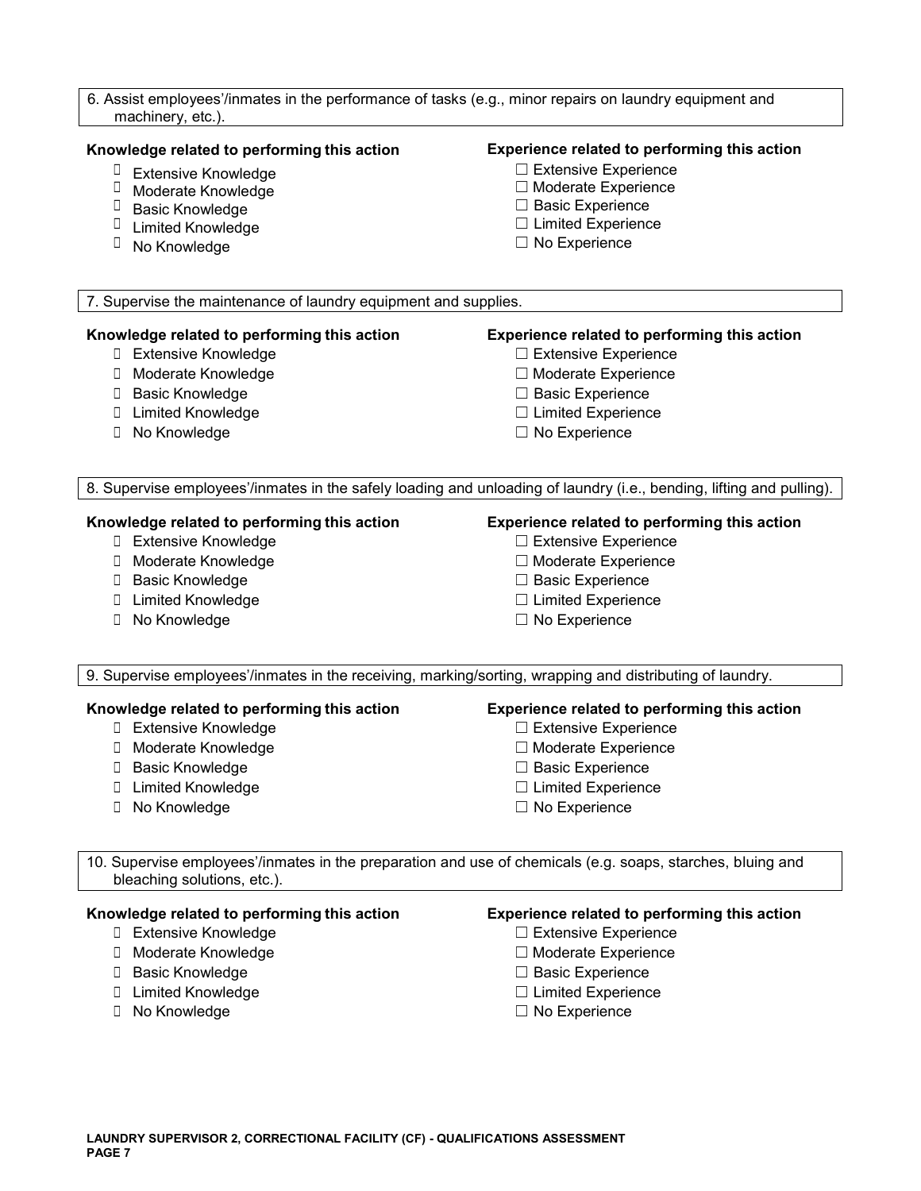6. Assist employees'/inmates in the performance of tasks (e.g., minor repairs on laundry equipment and machinery, etc.).

**Knowledge related to performing this action**

-  Extensive Knowledge
-  Moderate Knowledge
-  Basic Knowledge
-  Limited Knowledge
-  No Knowledge

**Experience related to performing this action**

- ☐ Extensive Experience
- ☐ Moderate Experience
- ☐ Basic Experience
- ☐ Limited Experience
- ☐ No Experience

7. Supervise the maintenance of laundry equipment and supplies.

**Knowledge related to performing this action**

-  Extensive Knowledge
-  Moderate Knowledge
-  Basic Knowledge
-  Limited Knowledge
-  No Knowledge

**Experience related to performing this action**

- ☐ Extensive Experience
- ☐ Moderate Experience
- ☐ Basic Experience
- ☐ Limited Experience
- ☐ No Experience

8. Supervise employees'/inmates in the safely loading and unloading of laundry (i.e., bending, lifting and pulling).

**Knowledge related to performing this action**

-  Extensive Knowledge
-  Moderate Knowledge
-  Basic Knowledge
-  Limited Knowledge
-  No Knowledge

**Experience related to performing this action**

- ☐ Extensive Experience
- ☐ Moderate Experience
- ☐ Basic Experience
- ☐ Limited Experience
- ☐ No Experience

9. Supervise employees'/inmates in the receiving, marking/sorting, wrapping and distributing of laundry.

**Knowledge related to performing this action**

-  Extensive Knowledge
-  Moderate Knowledge
-  Basic Knowledge
-  Limited Knowledge
-  No Knowledge

**Experience related to performing this action**

- ☐ Extensive Experience
- ☐ Moderate Experience
- ☐ Basic Experience
- ☐ Limited Experience
- ☐ No Experience

10. Supervise employees'/inmates in the preparation and use of chemicals (e.g. soaps, starches, bluing and bleaching solutions, etc.).

**Knowledge related to performing this action**

-  Extensive Knowledge
-  Moderate Knowledge
-  Basic Knowledge
-  Limited Knowledge
-  No Knowledge

**Experience related to performing this action**

- ☐ Extensive Experience
- ☐ Moderate Experience
- ☐ Basic Experience
- ☐ Limited Experience
- ☐ No Experience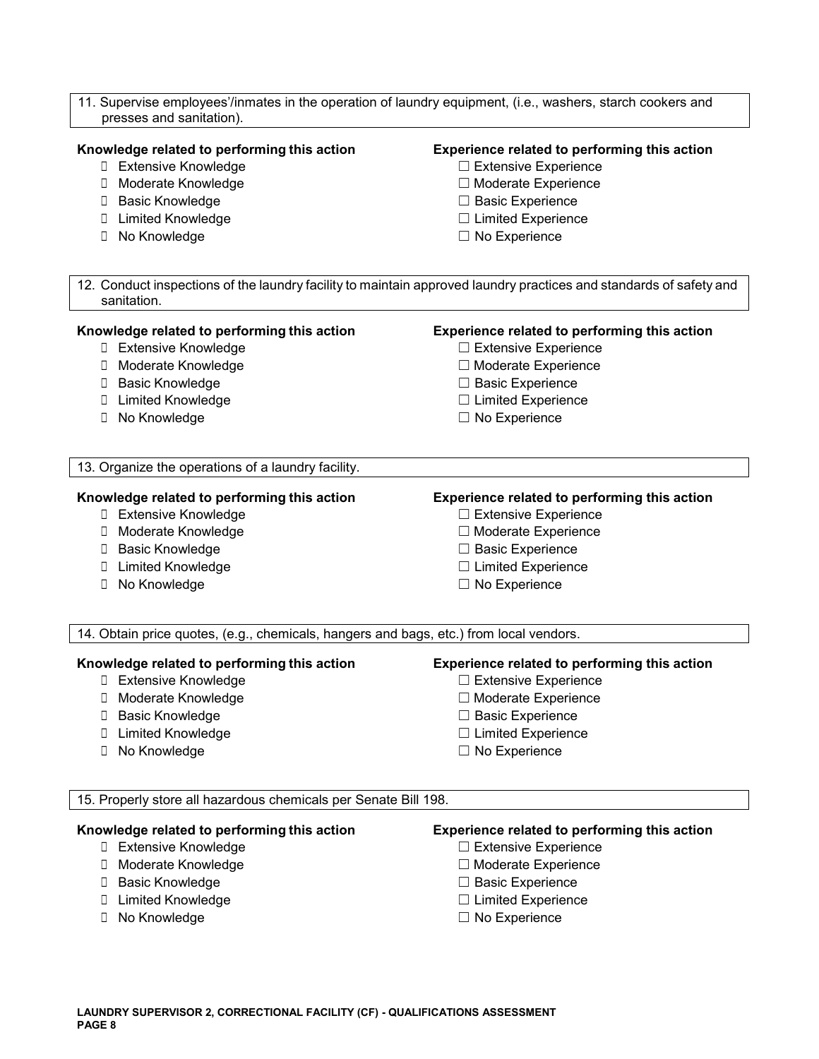11. Supervise employees'/inmates in the operation of laundry equipment, (i.e., washers, starch cookers and presses and sanitation).

**Knowledge related to performing this action**

-  Extensive Knowledge
-  Moderate Knowledge
-  Basic Knowledge
-  Limited Knowledge
-  No Knowledge

**Experience related to performing this action**

- ☐ Extensive Experience
- ☐ Moderate Experience
- ☐ Basic Experience
- ☐ Limited Experience
- ☐ No Experience

12. Conduct inspections of the laundry facility to maintain approved laundry practices and standards of safety and sanitation.

**Knowledge related to performing this action**

-  Extensive Knowledge
-  Moderate Knowledge
-  Basic Knowledge
-  Limited Knowledge
-  No Knowledge

**Experience related to performing this action**

- ☐ Extensive Experience
- ☐ Moderate Experience
- ☐ Basic Experience
- ☐ Limited Experience
- ☐ No Experience

13. Organize the operations of a laundry facility.

**Knowledge related to performing this action**

-  Extensive Knowledge
-  Moderate Knowledge
-  Basic Knowledge
-  Limited Knowledge
-  No Knowledge

**Experience related to performing this action**

- ☐ Extensive Experience
- ☐ Moderate Experience
- ☐ Basic Experience
- ☐ Limited Experience
- ☐ No Experience

14. Obtain price quotes, (e.g., chemicals, hangers and bags, etc.) from local vendors.

**Knowledge related to performing this action**

-  Extensive Knowledge
-  Moderate Knowledge
-  Basic Knowledge
-  Limited Knowledge
-  No Knowledge

**Experience related to performing this action**

- ☐ Extensive Experience
- ☐ Moderate Experience
- ☐ Basic Experience
- ☐ Limited Experience
- ☐ No Experience

15. Properly store all hazardous chemicals per Senate Bill 198.

**Knowledge related to performing this action**

-  Extensive Knowledge
-  Moderate Knowledge
-  Basic Knowledge
-  Limited Knowledge
-  No Knowledge

**Experience related to performing this action**

- ☐ Extensive Experience
- ☐ Moderate Experience
- ☐ Basic Experience
- ☐ Limited Experience
- ☐ No Experience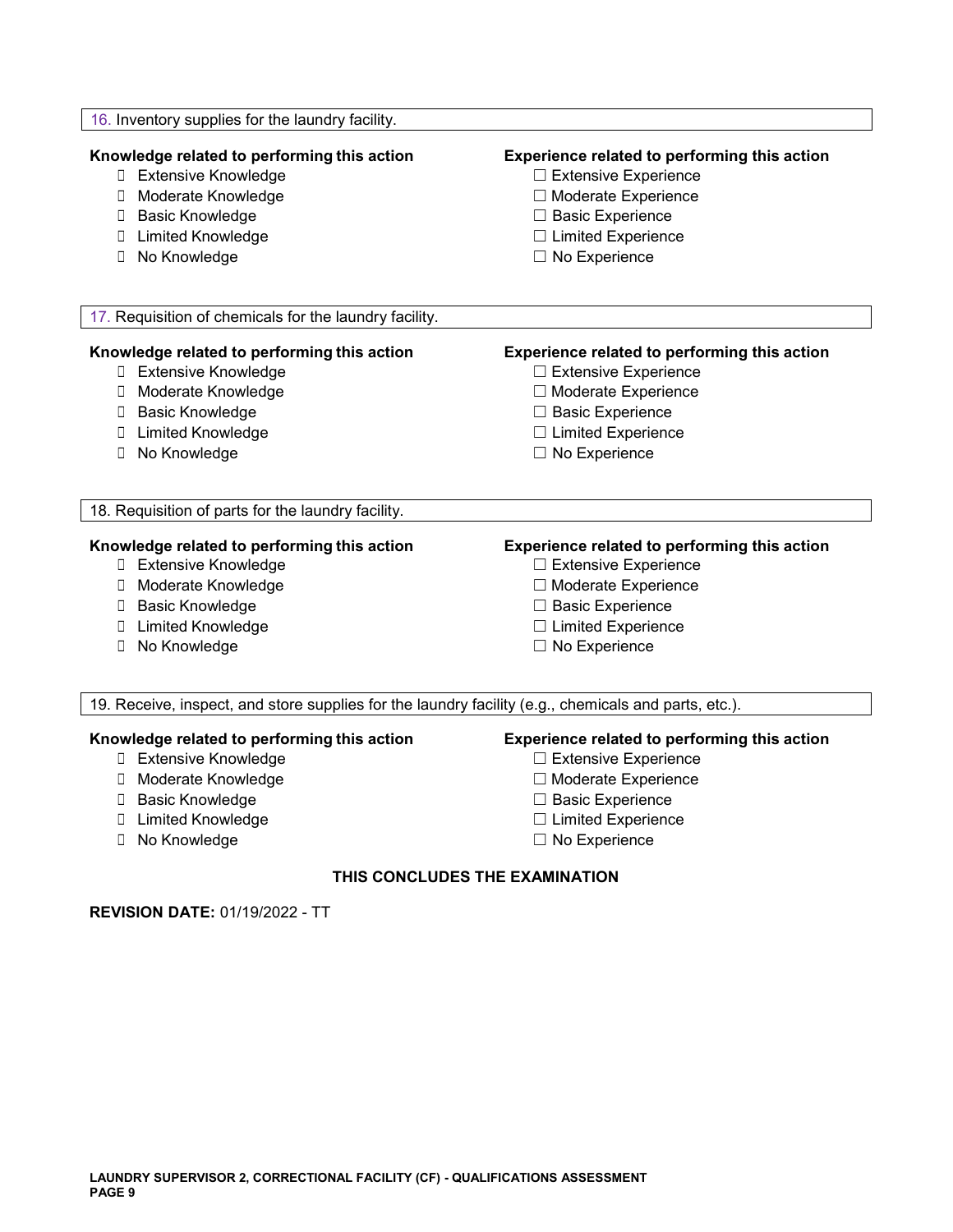16. Inventory supplies for the laundry facility.

**Knowledge related to performing this action**

- ☐ Extensive Knowledge
- ☐ Moderate Knowledge
- ☐ Basic Knowledge
- ☐ Limited Knowledge
- ☐ No Knowledge

**Experience related to performing this action**

- ☐ Extensive Experience
- ☐ Moderate Experience
- ☐ Basic Experience
- ☐ Limited Experience
- ☐ No Experience

17. Requisition of chemicals for the laundry facility.

**Knowledge related to performing this action**

- ☐ Extensive Knowledge
- ☐ Moderate Knowledge
- ☐ Basic Knowledge
- ☐ Limited Knowledge
- ☐ No Knowledge

**Experience related to performing this action**

- ☐ Extensive Experience
- ☐ Moderate Experience
- ☐ Basic Experience
- ☐ Limited Experience
- ☐ No Experience

18. Requisition of parts for the laundry facility.

**Knowledge related to performing this action**

- ☐ Extensive Knowledge
- ☐ Moderate Knowledge
- ☐ Basic Knowledge
- ☐ Limited Knowledge
- ☐ No Knowledge

**Experience related to performing this action**

- ☐ Extensive Experience
- ☐ Moderate Experience
- ☐ Basic Experience
- ☐ Limited Experience
- ☐ No Experience

19. Receive, inspect, and store supplies for the laundry facility (e.g., chemicals and parts, etc.).

**Knowledge related to performing this action**

- ☐ Extensive Knowledge
- ☐ Moderate Knowledge
- ☐ Basic Knowledge
- ☐ Limited Knowledge
- ☐ No Knowledge

**Experience related to performing this action**

- ☐ Extensive Experience
- ☐ Moderate Experience
- ☐ Basic Experience
- ☐ Limited Experience
- ☐ No Experience

**THIS CONCLUDES THE EXAMINATION**

**REVISION DATE:** 01/19/2022 - TT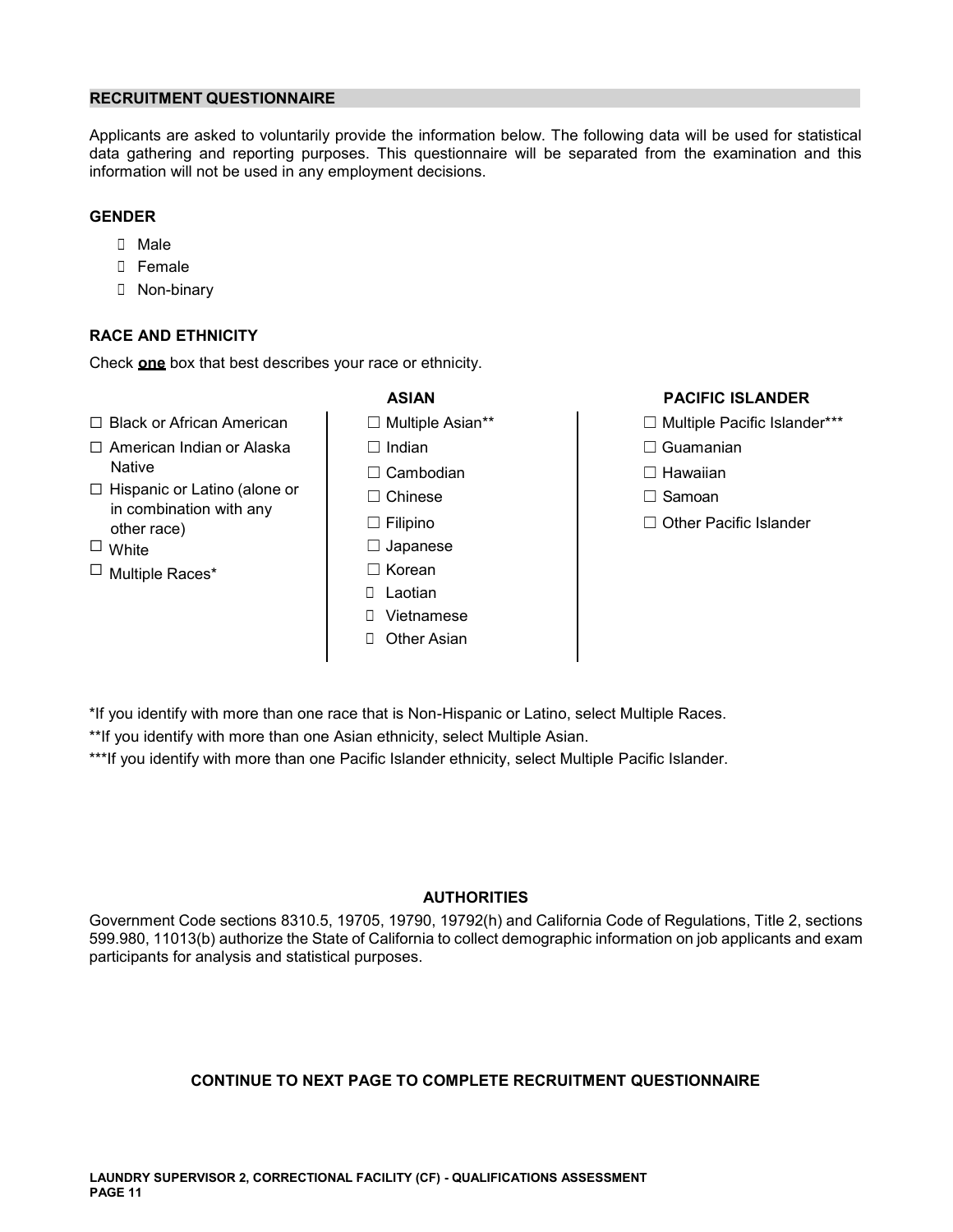## RECRUITMENT QUESTIONNAIRE

Applicants are asked to voluntarily provide the information below. The following data will be used for statistical data gathering and reporting purposes. This questionnaire will be separated from the examination and this information will not be used in any employment decisions.

### GENDER

- ☐ Male
- ☐ Female
- ☐ Non-binary

### RACE AND ETHNICITY

Check **one** box that best describes your race or ethnicity.

- ☐ Black or African American
- ☐ American Indian or Alaska Native
- ☐ Hispanic or Latino (alone or in combination with any other race)
- ☐ White
- ☐ Multiple Races*

**ASIAN**

- ☐ Multiple Asian**
- ☐ Indian
- ☐ Cambodian
- ☐ Chinese
- ☐ Filipino
- ☐ Japanese
- ☐ Korean
- ☐ Laotian
- ☐ Vietnamese
- ☐ Other Asian

**PACIFIC ISLANDER**

- ☐ Multiple Pacific Islander***
- ☐ Guamanian
- ☐ Hawaiian
- ☐ Samoan
- ☐ Other Pacific Islander

*If you identify with more than one race that is Non-Hispanic or Latino, select Multiple Races.

**If you identify with more than one Asian ethnicity, select Multiple Asian.

***If you identify with more than one Pacific Islander ethnicity, select Multiple Pacific Islander.

### AUTHORITIES

Government Code sections 8310.5, 19705, 19790, 19792(h) and California Code of Regulations, Title 2, sections 599.980, 11013(b) authorize the State of California to collect demographic information on job applicants and exam participants for analysis and statistical purposes.

**CONTINUE TO NEXT PAGE TO COMPLETE RECRUITMENT QUESTIONNAIRE**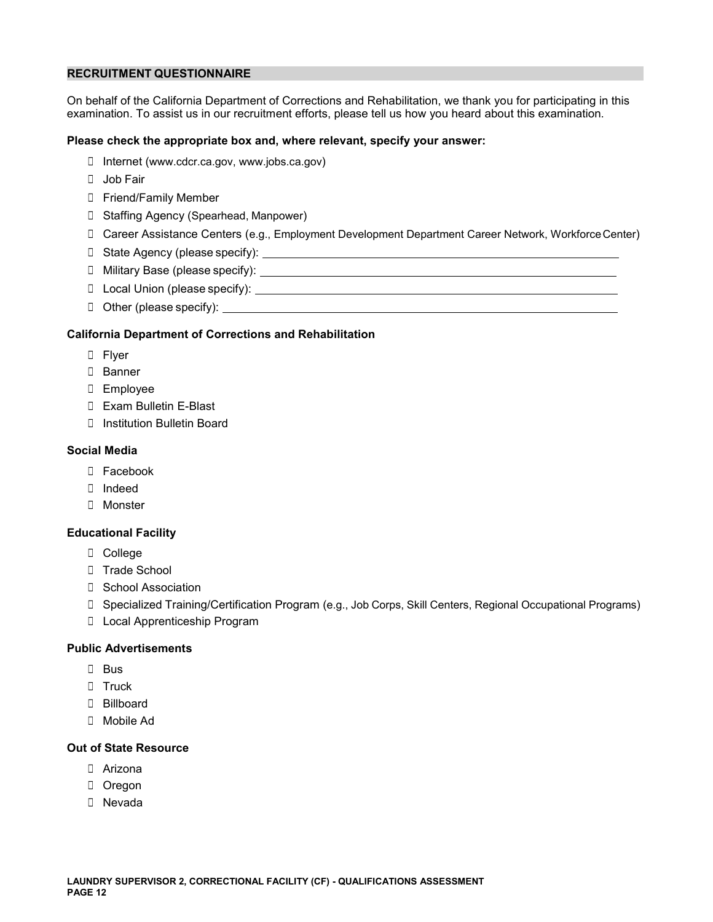## RECRUITMENT QUESTIONNAIRE

On behalf of the California Department of Corrections and Rehabilitation, we thank you for participating in this examination. To assist us in our recruitment efforts, please tell us how you heard about this examination.

**Please check the appropriate box and, where relevant, specify your answer:**

- ☐ Internet (www.cdcr.ca.gov, www.jobs.ca.gov)
- ☐ Job Fair
- ☐ Friend/Family Member
- ☐ Staffing Agency (Spearhead, Manpower)
- ☐ Career Assistance Centers (e.g., Employment Development Department Career Network, Workforce Center)
- ☐ State Agency (please specify): ____________________
- ☐ Military Base (please specify): ____________________
- ☐ Local Union (please specify): ____________________
- ☐ Other (please specify): ____________________

**California Department of Corrections and Rehabilitation**

- ☐ Flyer
- ☐ Banner
- ☐ Employee
- ☐ Exam Bulletin E-Blast
- ☐ Institution Bulletin Board

**Social Media**

- ☐ Facebook
- ☐ Indeed
- ☐ Monster

**Educational Facility**

- ☐ College
- ☐ Trade School
- ☐ School Association
- ☐ Specialized Training/Certification Program (e.g., Job Corps, Skill Centers, Regional Occupational Programs)
- ☐ Local Apprenticeship Program

**Public Advertisements**

- ☐ Bus
- ☐ Truck
- ☐ Billboard
- ☐ Mobile Ad

**Out of State Resource**

- ☐ Arizona
- ☐ Oregon
- ☐ Nevada